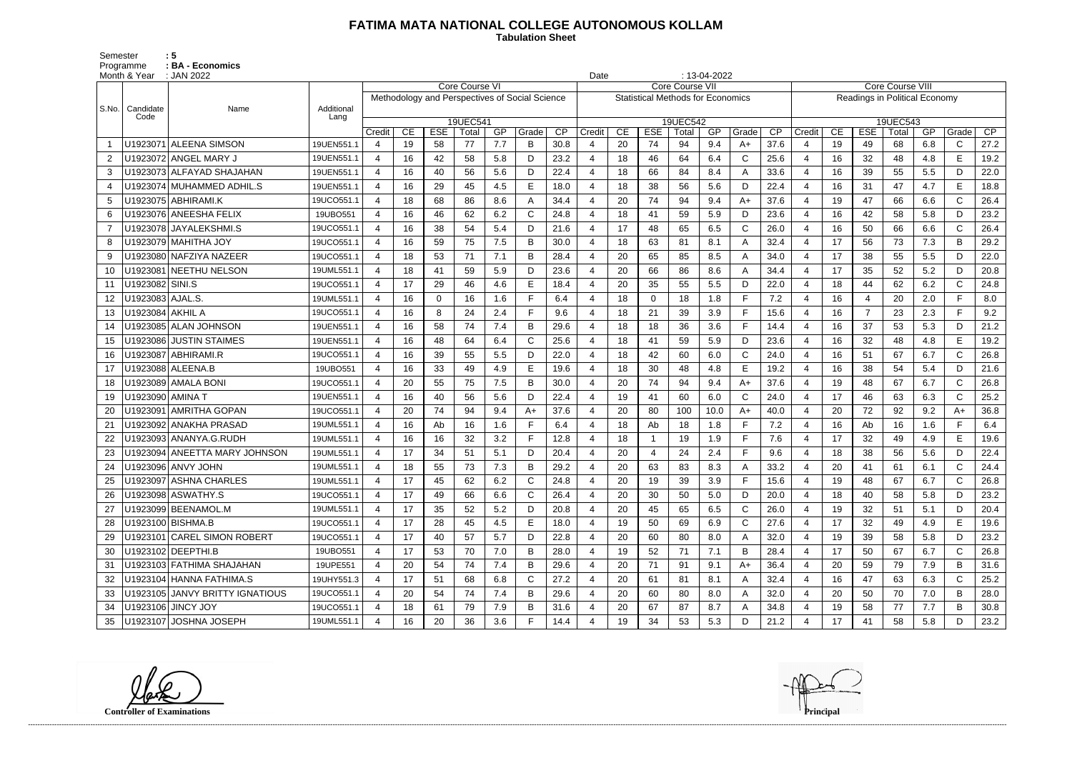# FATIMA MATA NATIONAL COLLEGE AUTONOMOUS KOLLAM

**Tabulation Sheet**

Semester : 5
Programme : BA - Economics
Month & Year : JAN 2022
Date : 13-04-2022

| S.No. | Candidate Code | Name | Additional Lang | Core Course VI | | | | | | | Core Course VII | | | | | | | Core Course VIII | | | | | | |
|---|---|---|---|---|---|---|---|---|---|---|---|---|---|---|---|---|---|---|---|---|---|---|---|---|
| | | | | Methodology and Perspectives of Social Science | | | | | | | Statistical Methods for Economics | | | | | | | Readings in Political Economy | | | | | | |
| | | | | 19UEC541 | | | | | | | 19UEC542 | | | | | | | 19UEC543 | | | | | | |
| | | | | Credit | CE | ESE | Total | GP | Grade | CP | Credit | CE | ESE | Total | GP | Grade | CP | Credit | CE | ESE | Total | GP | Grade | CP |
| 1 | U1923071 | ALEENA SIMSON | 19UEN551.1 | 4 | 19 | 58 | 77 | 7.7 | B | 30.8 | 4 | 20 | 74 | 94 | 9.4 | A+ | 37.6 | 4 | 19 | 49 | 68 | 6.8 | C | 27.2 |
| 2 | U1923072 | ANGEL MARY J | 19UEN551.1 | 4 | 16 | 42 | 58 | 5.8 | D | 23.2 | 4 | 18 | 46 | 64 | 6.4 | C | 25.6 | 4 | 16 | 32 | 48 | 4.8 | E | 19.2 |
| 3 | U1923073 | ALFAYAD SHAJAHAN | 19UEN551.1 | 4 | 16 | 40 | 56 | 5.6 | D | 22.4 | 4 | 18 | 66 | 84 | 8.4 | A | 33.6 | 4 | 16 | 39 | 55 | 5.5 | D | 22.0 |
| 4 | U1923074 | MUHAMMED ADHIL.S | 19UEN551.1 | 4 | 16 | 29 | 45 | 4.5 | E | 18.0 | 4 | 18 | 38 | 56 | 5.6 | D | 22.4 | 4 | 16 | 31 | 47 | 4.7 | E | 18.8 |
| 5 | U1923075 | ABHIRAMI.K | 19UCO551.1 | 4 | 18 | 68 | 86 | 8.6 | A | 34.4 | 4 | 20 | 74 | 94 | 9.4 | A+ | 37.6 | 4 | 19 | 47 | 66 | 6.6 | C | 26.4 |
| 6 | U1923076 | ANEESHA FELIX | 19UBO551 | 4 | 16 | 46 | 62 | 6.2 | C | 24.8 | 4 | 18 | 41 | 59 | 5.9 | D | 23.6 | 4 | 16 | 42 | 58 | 5.8 | D | 23.2 |
| 7 | U1923078 | JAYALEKSHMI.S | 19UCO551.1 | 4 | 16 | 38 | 54 | 5.4 | D | 21.6 | 4 | 17 | 48 | 65 | 6.5 | C | 26.0 | 4 | 16 | 50 | 66 | 6.6 | C | 26.4 |
| 8 | U1923079 | MAHITHA JOY | 19UCO551.1 | 4 | 16 | 59 | 75 | 7.5 | B | 30.0 | 4 | 18 | 63 | 81 | 8.1 | A | 32.4 | 4 | 17 | 56 | 73 | 7.3 | B | 29.2 |
| 9 | U1923080 | NAFZIYA NAZEER | 19UCO551.1 | 4 | 18 | 53 | 71 | 7.1 | B | 28.4 | 4 | 20 | 65 | 85 | 8.5 | A | 34.0 | 4 | 17 | 38 | 55 | 5.5 | D | 22.0 |
| 10 | U1923081 | NEETHU NELSON | 19UML551.1 | 4 | 18 | 41 | 59 | 5.9 | D | 23.6 | 4 | 20 | 66 | 86 | 8.6 | A | 34.4 | 4 | 17 | 35 | 52 | 5.2 | D | 20.8 |
| 11 | U1923082 | SINI.S | 19UCO551.1 | 4 | 17 | 29 | 46 | 4.6 | E | 18.4 | 4 | 20 | 35 | 55 | 5.5 | D | 22.0 | 4 | 18 | 44 | 62 | 6.2 | C | 24.8 |
| 12 | U1923083 | AJAL.S. | 19UML551.1 | 4 | 16 | 0 | 16 | 1.6 | F | 6.4 | 4 | 18 | 0 | 18 | 1.8 | F | 7.2 | 4 | 16 | 4 | 20 | 2.0 | F | 8.0 |
| 13 | U1923084 | AKHIL A | 19UCO551.1 | 4 | 16 | 8 | 24 | 2.4 | F | 9.6 | 4 | 18 | 21 | 39 | 3.9 | F | 15.6 | 4 | 16 | 7 | 23 | 2.3 | F | 9.2 |
| 14 | U1923085 | ALAN JOHNSON | 19UEN551.1 | 4 | 16 | 58 | 74 | 7.4 | B | 29.6 | 4 | 18 | 18 | 36 | 3.6 | F | 14.4 | 4 | 16 | 37 | 53 | 5.3 | D | 21.2 |
| 15 | U1923086 | JUSTIN STAIMES | 19UEN551.1 | 4 | 16 | 48 | 64 | 6.4 | C | 25.6 | 4 | 18 | 41 | 59 | 5.9 | D | 23.6 | 4 | 16 | 32 | 48 | 4.8 | E | 19.2 |
| 16 | U1923087 | ABHIRAMI.R | 19UCO551.1 | 4 | 16 | 39 | 55 | 5.5 | D | 22.0 | 4 | 18 | 42 | 60 | 6.0 | C | 24.0 | 4 | 16 | 51 | 67 | 6.7 | C | 26.8 |
| 17 | U1923088 | ALEENA.B | 19UBO551 | 4 | 16 | 33 | 49 | 4.9 | E | 19.6 | 4 | 18 | 30 | 48 | 4.8 | E | 19.2 | 4 | 16 | 38 | 54 | 5.4 | D | 21.6 |
| 18 | U1923089 | AMALA BONI | 19UCO551.1 | 4 | 20 | 55 | 75 | 7.5 | B | 30.0 | 4 | 20 | 74 | 94 | 9.4 | A+ | 37.6 | 4 | 19 | 48 | 67 | 6.7 | C | 26.8 |
| 19 | U1923090 | AMINA T | 19UEN551.1 | 4 | 16 | 40 | 56 | 5.6 | D | 22.4 | 4 | 19 | 41 | 60 | 6.0 | C | 24.0 | 4 | 17 | 46 | 63 | 6.3 | C | 25.2 |
| 20 | U1923091 | AMRITHA GOPAN | 19UCO551.1 | 4 | 20 | 74 | 94 | 9.4 | A+ | 37.6 | 4 | 20 | 80 | 100 | 10.0 | A+ | 40.0 | 4 | 20 | 72 | 92 | 9.2 | A+ | 36.8 |
| 21 | U1923092 | ANAKHA PRASAD | 19UML551.1 | 4 | 16 | Ab | 16 | 1.6 | F | 6.4 | 4 | 18 | Ab | 18 | 1.8 | F | 7.2 | 4 | 16 | Ab | 16 | 1.6 | F | 6.4 |
| 22 | U1923093 | ANANYA.G.RUDH | 19UML551.1 | 4 | 16 | 16 | 32 | 3.2 | F | 12.8 | 4 | 18 | 1 | 19 | 1.9 | F | 7.6 | 4 | 17 | 32 | 49 | 4.9 | E | 19.6 |
| 23 | U1923094 | ANEETTA MARY JOHNSON | 19UML551.1 | 4 | 17 | 34 | 51 | 5.1 | D | 20.4 | 4 | 20 | 4 | 24 | 2.4 | F | 9.6 | 4 | 18 | 38 | 56 | 5.6 | D | 22.4 |
| 24 | U1923096 | ANVY JOHN | 19UML551.1 | 4 | 18 | 55 | 73 | 7.3 | B | 29.2 | 4 | 20 | 63 | 83 | 8.3 | A | 33.2 | 4 | 20 | 41 | 61 | 6.1 | C | 24.4 |
| 25 | U1923097 | ASHNA CHARLES | 19UML551.1 | 4 | 17 | 45 | 62 | 6.2 | C | 24.8 | 4 | 20 | 19 | 39 | 3.9 | F | 15.6 | 4 | 19 | 48 | 67 | 6.7 | C | 26.8 |
| 26 | U1923098 | ASWATHY.S | 19UCO551.1 | 4 | 17 | 49 | 66 | 6.6 | C | 26.4 | 4 | 20 | 30 | 50 | 5.0 | D | 20.0 | 4 | 18 | 40 | 58 | 5.8 | D | 23.2 |
| 27 | U1923099 | BEENAMOL.M | 19UML551.1 | 4 | 17 | 35 | 52 | 5.2 | D | 20.8 | 4 | 20 | 45 | 65 | 6.5 | C | 26.0 | 4 | 19 | 32 | 51 | 5.1 | D | 20.4 |
| 28 | U1923100 | BISHMA.B | 19UCO551.1 | 4 | 17 | 28 | 45 | 4.5 | E | 18.0 | 4 | 19 | 50 | 69 | 6.9 | C | 27.6 | 4 | 17 | 32 | 49 | 4.9 | E | 19.6 |
| 29 | U1923101 | CAREL SIMON ROBERT | 19UCO551.1 | 4 | 17 | 40 | 57 | 5.7 | D | 22.8 | 4 | 20 | 60 | 80 | 8.0 | A | 32.0 | 4 | 19 | 39 | 58 | 5.8 | D | 23.2 |
| 30 | U1923102 | DEEPTHI.B | 19UBO551 | 4 | 17 | 53 | 70 | 7.0 | B | 28.0 | 4 | 19 | 52 | 71 | 7.1 | B | 28.4 | 4 | 17 | 50 | 67 | 6.7 | C | 26.8 |
| 31 | U1923103 | FATHIMA SHAJAHAN | 19UPE551 | 4 | 20 | 54 | 74 | 7.4 | B | 29.6 | 4 | 20 | 71 | 91 | 9.1 | A+ | 36.4 | 4 | 20 | 59 | 79 | 7.9 | B | 31.6 |
| 32 | U1923104 | HANNA FATHIMA.S | 19UHY551.3 | 4 | 17 | 51 | 68 | 6.8 | C | 27.2 | 4 | 20 | 61 | 81 | 8.1 | A | 32.4 | 4 | 16 | 47 | 63 | 6.3 | C | 25.2 |
| 33 | U1923105 | JANVY BRITTY IGNATIOUS | 19UCO551.1 | 4 | 20 | 54 | 74 | 7.4 | B | 29.6 | 4 | 20 | 60 | 80 | 8.0 | A | 32.0 | 4 | 20 | 50 | 70 | 7.0 | B | 28.0 |
| 34 | U1923106 | JINCY JOY | 19UCO551.1 | 4 | 18 | 61 | 79 | 7.9 | B | 31.6 | 4 | 20 | 67 | 87 | 8.7 | A | 34.8 | 4 | 19 | 58 | 77 | 7.7 | B | 30.8 |
| 35 | U1923107 | JOSHNA JOSEPH | 19UML551.1 | 4 | 16 | 20 | 36 | 3.6 | F | 14.4 | 4 | 19 | 34 | 53 | 5.3 | D | 21.2 | 4 | 17 | 41 | 58 | 5.8 | D | 23.2 |

**Controller of Examinations** **Principal**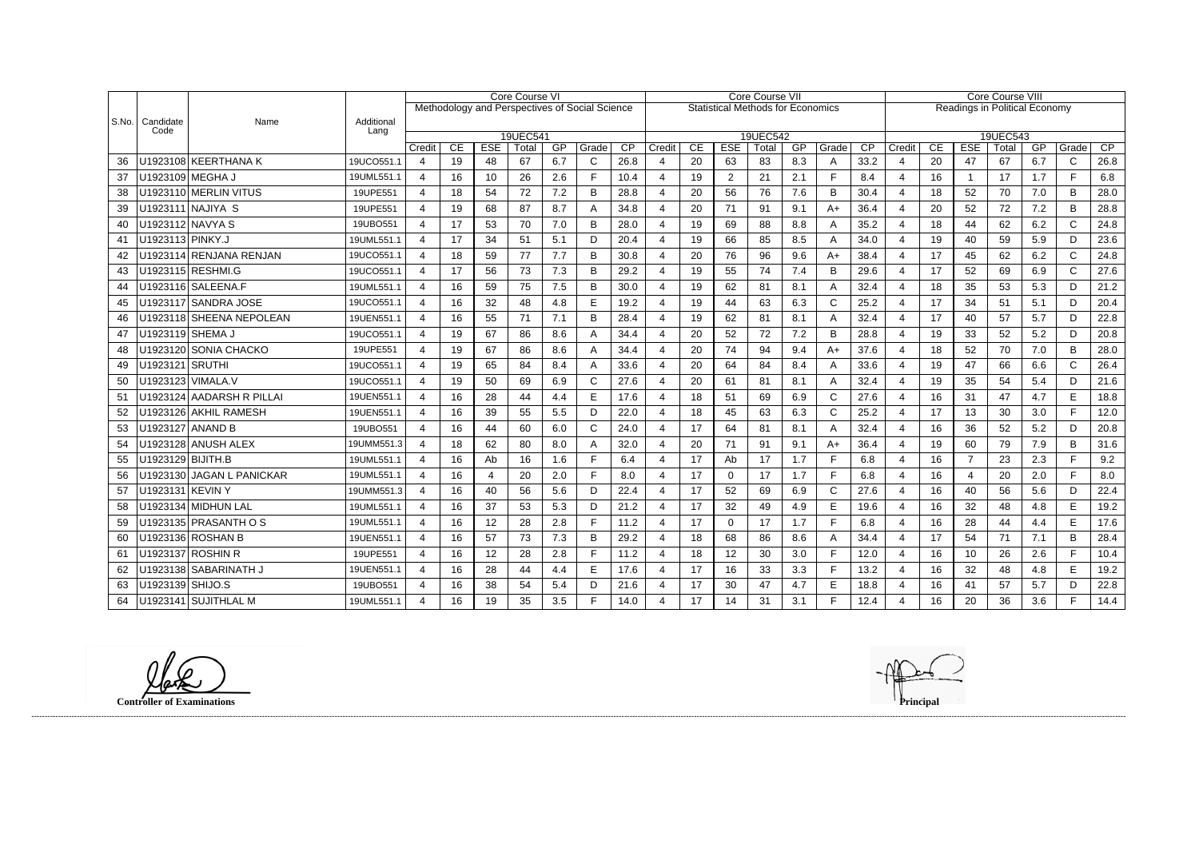| S.No. | Candidate Code | Name | Additional Lang | Core Course VI Methodology and Perspectives of Social Science 19UEC541 | | | | | | | Core Course VII Statistical Methods for Economics 19UEC542 | | | | | | | Core Course VIII Readings in Political Economy 19UEC543 | | | | | | |
|---|---|---|---|---|---|---|---|---|---|---|---|---|---|---|---|---|---|---|---|---|---|---|---|---|
| | | | | Credit | CE | ESE | Total | GP | Grade | CP | Credit | CE | ESE | Total | GP | Grade | CP | Credit | CE | ESE | Total | GP | Grade | CP |
| 36 | U1923108 | KEERTHANA K | 19UCO551.1 | 4 | 19 | 48 | 67 | 6.7 | C | 26.8 | 4 | 20 | 63 | 83 | 8.3 | A | 33.2 | 4 | 20 | 47 | 67 | 6.7 | C | 26.8 |
| 37 | U1923109 | MEGHA J | 19UML551.1 | 4 | 16 | 10 | 26 | 2.6 | F | 10.4 | 4 | 19 | 2 | 21 | 2.1 | F | 8.4 | 4 | 16 | 1 | 17 | 1.7 | F | 6.8 |
| 38 | U1923110 | MERLIN VITUS | 19UPE551 | 4 | 18 | 54 | 72 | 7.2 | B | 28.8 | 4 | 20 | 56 | 76 | 7.6 | B | 30.4 | 4 | 18 | 52 | 70 | 7.0 | B | 28.0 |
| 39 | U1923111 | NAJIYA S | 19UPE551 | 4 | 19 | 68 | 87 | 8.7 | A | 34.8 | 4 | 20 | 71 | 91 | 9.1 | A+ | 36.4 | 4 | 20 | 52 | 72 | 7.2 | B | 28.8 |
| 40 | U1923112 | NAVYA S | 19UBO551 | 4 | 17 | 53 | 70 | 7.0 | B | 28.0 | 4 | 19 | 69 | 88 | 8.8 | A | 35.2 | 4 | 18 | 44 | 62 | 6.2 | C | 24.8 |
| 41 | U1923113 | PINKY.J | 19UML551.1 | 4 | 17 | 34 | 51 | 5.1 | D | 20.4 | 4 | 19 | 66 | 85 | 8.5 | A | 34.0 | 4 | 19 | 40 | 59 | 5.9 | D | 23.6 |
| 42 | U1923114 | RENJANA RENJAN | 19UCO551.1 | 4 | 18 | 59 | 77 | 7.7 | B | 30.8 | 4 | 20 | 76 | 96 | 9.6 | A+ | 38.4 | 4 | 17 | 45 | 62 | 6.2 | C | 24.8 |
| 43 | U1923115 | RESHMI.G | 19UCO551.1 | 4 | 17 | 56 | 73 | 7.3 | B | 29.2 | 4 | 19 | 55 | 74 | 7.4 | B | 29.6 | 4 | 17 | 52 | 69 | 6.9 | C | 27.6 |
| 44 | U1923116 | SALEENA.F | 19UML551.1 | 4 | 16 | 59 | 75 | 7.5 | B | 30.0 | 4 | 19 | 62 | 81 | 8.1 | A | 32.4 | 4 | 18 | 35 | 53 | 5.3 | D | 21.2 |
| 45 | U1923117 | SANDRA JOSE | 19UCO551.1 | 4 | 16 | 32 | 48 | 4.8 | E | 19.2 | 4 | 19 | 44 | 63 | 6.3 | C | 25.2 | 4 | 17 | 34 | 51 | 5.1 | D | 20.4 |
| 46 | U1923118 | SHEENA NEPOLEAN | 19UEN551.1 | 4 | 16 | 55 | 71 | 7.1 | B | 28.4 | 4 | 19 | 62 | 81 | 8.1 | A | 32.4 | 4 | 17 | 40 | 57 | 5.7 | D | 22.8 |
| 47 | U1923119 | SHEMA J | 19UCO551.1 | 4 | 19 | 67 | 86 | 8.6 | A | 34.4 | 4 | 20 | 52 | 72 | 7.2 | B | 28.8 | 4 | 19 | 33 | 52 | 5.2 | D | 20.8 |
| 48 | U1923120 | SONIA CHACKO | 19UPE551 | 4 | 19 | 67 | 86 | 8.6 | A | 34.4 | 4 | 20 | 74 | 94 | 9.4 | A+ | 37.6 | 4 | 18 | 52 | 70 | 7.0 | B | 28.0 |
| 49 | U1923121 | SRUTHI | 19UCO551.1 | 4 | 19 | 65 | 84 | 8.4 | A | 33.6 | 4 | 20 | 64 | 84 | 8.4 | A | 33.6 | 4 | 19 | 47 | 66 | 6.6 | C | 26.4 |
| 50 | U1923123 | VIMALA.V | 19UCO551.1 | 4 | 19 | 50 | 69 | 6.9 | C | 27.6 | 4 | 20 | 61 | 81 | 8.1 | A | 32.4 | 4 | 19 | 35 | 54 | 5.4 | D | 21.6 |
| 51 | U1923124 | AADARSH R PILLAI | 19UEN551.1 | 4 | 16 | 28 | 44 | 4.4 | E | 17.6 | 4 | 18 | 51 | 69 | 6.9 | C | 27.6 | 4 | 16 | 31 | 47 | 4.7 | E | 18.8 |
| 52 | U1923126 | AKHIL RAMESH | 19UEN551.1 | 4 | 16 | 39 | 55 | 5.5 | D | 22.0 | 4 | 18 | 45 | 63 | 6.3 | C | 25.2 | 4 | 17 | 13 | 30 | 3.0 | F | 12.0 |
| 53 | U1923127 | ANAND B | 19UBO551 | 4 | 16 | 44 | 60 | 6.0 | C | 24.0 | 4 | 17 | 64 | 81 | 8.1 | A | 32.4 | 4 | 16 | 36 | 52 | 5.2 | D | 20.8 |
| 54 | U1923128 | ANUSH ALEX | 19UMM551.3 | 4 | 18 | 62 | 80 | 8.0 | A | 32.0 | 4 | 20 | 71 | 91 | 9.1 | A+ | 36.4 | 4 | 19 | 60 | 79 | 7.9 | B | 31.6 |
| 55 | U1923129 | BIJITH.B | 19UML551.1 | 4 | 16 | Ab | 16 | 1.6 | F | 6.4 | 4 | 17 | Ab | 17 | 1.7 | F | 6.8 | 4 | 16 | 7 | 23 | 2.3 | F | 9.2 |
| 56 | U1923130 | JAGAN L PANICKAR | 19UML551.1 | 4 | 16 | 4 | 20 | 2.0 | F | 8.0 | 4 | 17 | 0 | 17 | 1.7 | F | 6.8 | 4 | 16 | 4 | 20 | 2.0 | F | 8.0 |
| 57 | U1923131 | KEVIN Y | 19UMM551.3 | 4 | 16 | 40 | 56 | 5.6 | D | 22.4 | 4 | 17 | 52 | 69 | 6.9 | C | 27.6 | 4 | 16 | 40 | 56 | 5.6 | D | 22.4 |
| 58 | U1923134 | MIDHUN LAL | 19UML551.1 | 4 | 16 | 37 | 53 | 5.3 | D | 21.2 | 4 | 17 | 32 | 49 | 4.9 | E | 19.6 | 4 | 16 | 32 | 48 | 4.8 | E | 19.2 |
| 59 | U1923135 | PRASANTH O S | 19UML551.1 | 4 | 16 | 12 | 28 | 2.8 | F | 11.2 | 4 | 17 | 0 | 17 | 1.7 | F | 6.8 | 4 | 16 | 28 | 44 | 4.4 | E | 17.6 |
| 60 | U1923136 | ROSHAN B | 19UEN551.1 | 4 | 16 | 57 | 73 | 7.3 | B | 29.2 | 4 | 18 | 68 | 86 | 8.6 | A | 34.4 | 4 | 17 | 54 | 71 | 7.1 | B | 28.4 |
| 61 | U1923137 | ROSHIN R | 19UPE551 | 4 | 16 | 12 | 28 | 2.8 | F | 11.2 | 4 | 18 | 12 | 30 | 3.0 | F | 12.0 | 4 | 16 | 10 | 26 | 2.6 | F | 10.4 |
| 62 | U1923138 | SABARINATH J | 19UEN551.1 | 4 | 16 | 28 | 44 | 4.4 | E | 17.6 | 4 | 17 | 16 | 33 | 3.3 | F | 13.2 | 4 | 16 | 32 | 48 | 4.8 | E | 19.2 |
| 63 | U1923139 | SHIJO.S | 19UBO551 | 4 | 16 | 38 | 54 | 5.4 | D | 21.6 | 4 | 17 | 30 | 47 | 4.7 | E | 18.8 | 4 | 16 | 41 | 57 | 5.7 | D | 22.8 |
| 64 | U1923141 | SUJITHLAL M | 19UML551.1 | 4 | 16 | 19 | 35 | 3.5 | F | 14.0 | 4 | 17 | 14 | 31 | 3.1 | F | 12.4 | 4 | 16 | 20 | 36 | 3.6 | F | 14.4 |

**Controller of Examinations**

**Principal**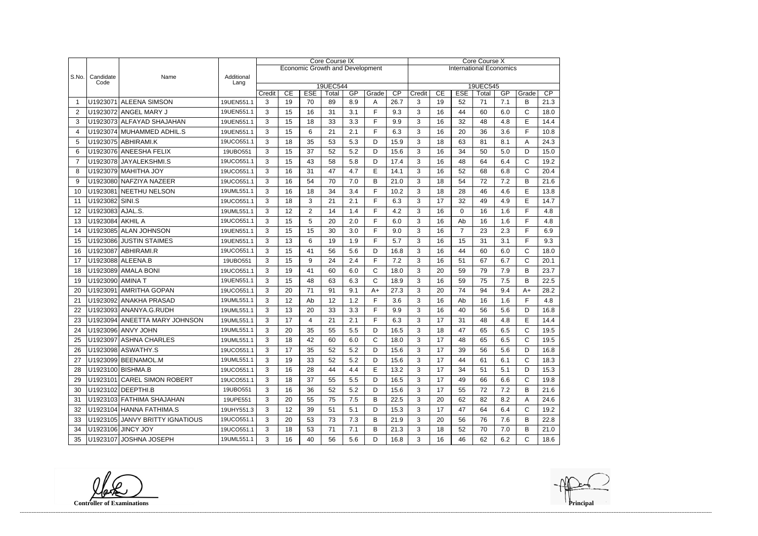| S.No. | Candidate Code | Name | Additional Lang | Core Course IX | | | | | | | Core Course X | | | | | | |
|---|---|---|---|---|---|---|---|---|---|---|---|---|---|---|---|---|---|
| | | | | Economic Growth and Development | | | | | | | International Economics | | | | | | |
| | | | | 19UEC544 | | | | | | | 19UEC545 | | | | | | |
| | | | | Credit | CE | ESE | Total | GP | Grade | CP | Credit | CE | ESE | Total | GP | Grade | CP |
| 1 | U1923071 | ALEENA SIMSON | 19UEN551.1 | 3 | 19 | 70 | 89 | 8.9 | A | 26.7 | 3 | 19 | 52 | 71 | 7.1 | B | 21.3 |
| 2 | U1923072 | ANGEL MARY J | 19UEN551.1 | 3 | 15 | 16 | 31 | 3.1 | F | 9.3 | 3 | 16 | 44 | 60 | 6.0 | C | 18.0 |
| 3 | U1923073 | ALFAYAD SHAJAHAN | 19UEN551.1 | 3 | 15 | 18 | 33 | 3.3 | F | 9.9 | 3 | 16 | 32 | 48 | 4.8 | E | 14.4 |
| 4 | U1923074 | MUHAMMED ADHIL.S | 19UEN551.1 | 3 | 15 | 6 | 21 | 2.1 | F | 6.3 | 3 | 16 | 20 | 36 | 3.6 | F | 10.8 |
| 5 | U1923075 | ABHIRAMI.K | 19UCO551.1 | 3 | 18 | 35 | 53 | 5.3 | D | 15.9 | 3 | 18 | 63 | 81 | 8.1 | A | 24.3 |
| 6 | U1923076 | ANEESHA FELIX | 19UBO551 | 3 | 15 | 37 | 52 | 5.2 | D | 15.6 | 3 | 16 | 34 | 50 | 5.0 | D | 15.0 |
| 7 | U1923078 | JAYALEKSHMI.S | 19UCO551.1 | 3 | 15 | 43 | 58 | 5.8 | D | 17.4 | 3 | 16 | 48 | 64 | 6.4 | C | 19.2 |
| 8 | U1923079 | MAHITHA JOY | 19UCO551.1 | 3 | 16 | 31 | 47 | 4.7 | E | 14.1 | 3 | 16 | 52 | 68 | 6.8 | C | 20.4 |
| 9 | U1923080 | NAFZIYA NAZEER | 19UCO551.1 | 3 | 16 | 54 | 70 | 7.0 | B | 21.0 | 3 | 18 | 54 | 72 | 7.2 | B | 21.6 |
| 10 | U1923081 | NEETHU NELSON | 19UML551.1 | 3 | 16 | 18 | 34 | 3.4 | F | 10.2 | 3 | 18 | 28 | 46 | 4.6 | E | 13.8 |
| 11 | U1923082 | SINI.S | 19UCO551.1 | 3 | 18 | 3 | 21 | 2.1 | F | 6.3 | 3 | 17 | 32 | 49 | 4.9 | E | 14.7 |
| 12 | U1923083 | AJAL.S. | 19UML551.1 | 3 | 12 | 2 | 14 | 1.4 | F | 4.2 | 3 | 16 | 0 | 16 | 1.6 | F | 4.8 |
| 13 | U1923084 | AKHIL A | 19UCO551.1 | 3 | 15 | 5 | 20 | 2.0 | F | 6.0 | 3 | 16 | Ab | 16 | 1.6 | F | 4.8 |
| 14 | U1923085 | ALAN JOHNSON | 19UEN551.1 | 3 | 15 | 15 | 30 | 3.0 | F | 9.0 | 3 | 16 | 7 | 23 | 2.3 | F | 6.9 |
| 15 | U1923086 | JUSTIN STAIMES | 19UEN551.1 | 3 | 13 | 6 | 19 | 1.9 | F | 5.7 | 3 | 16 | 15 | 31 | 3.1 | F | 9.3 |
| 16 | U1923087 | ABHIRAMI.R | 19UCO551.1 | 3 | 15 | 41 | 56 | 5.6 | D | 16.8 | 3 | 16 | 44 | 60 | 6.0 | C | 18.0 |
| 17 | U1923088 | ALEENA.B | 19UBO551 | 3 | 15 | 9 | 24 | 2.4 | F | 7.2 | 3 | 16 | 51 | 67 | 6.7 | C | 20.1 |
| 18 | U1923089 | AMALA BONI | 19UCO551.1 | 3 | 19 | 41 | 60 | 6.0 | C | 18.0 | 3 | 20 | 59 | 79 | 7.9 | B | 23.7 |
| 19 | U1923090 | AMINA T | 19UEN551.1 | 3 | 15 | 48 | 63 | 6.3 | C | 18.9 | 3 | 16 | 59 | 75 | 7.5 | B | 22.5 |
| 20 | U1923091 | AMRITHA GOPAN | 19UCO551.1 | 3 | 20 | 71 | 91 | 9.1 | A+ | 27.3 | 3 | 20 | 74 | 94 | 9.4 | A+ | 28.2 |
| 21 | U1923092 | ANAKHA PRASAD | 19UML551.1 | 3 | 12 | Ab | 12 | 1.2 | F | 3.6 | 3 | 16 | Ab | 16 | 1.6 | F | 4.8 |
| 22 | U1923093 | ANANYA.G.RUDH | 19UML551.1 | 3 | 13 | 20 | 33 | 3.3 | F | 9.9 | 3 | 16 | 40 | 56 | 5.6 | D | 16.8 |
| 23 | U1923094 | ANEETTA MARY JOHNSON | 19UML551.1 | 3 | 17 | 4 | 21 | 2.1 | F | 6.3 | 3 | 17 | 31 | 48 | 4.8 | E | 14.4 |
| 24 | U1923096 | ANVY JOHN | 19UML551.1 | 3 | 20 | 35 | 55 | 5.5 | D | 16.5 | 3 | 18 | 47 | 65 | 6.5 | C | 19.5 |
| 25 | U1923097 | ASHNA CHARLES | 19UML551.1 | 3 | 18 | 42 | 60 | 6.0 | C | 18.0 | 3 | 17 | 48 | 65 | 6.5 | C | 19.5 |
| 26 | U1923098 | ASWATHY.S | 19UCO551.1 | 3 | 17 | 35 | 52 | 5.2 | D | 15.6 | 3 | 17 | 39 | 56 | 5.6 | D | 16.8 |
| 27 | U1923099 | BEENAMOL.M | 19UML551.1 | 3 | 19 | 33 | 52 | 5.2 | D | 15.6 | 3 | 17 | 44 | 61 | 6.1 | C | 18.3 |
| 28 | U1923100 | BISHMA.B | 19UCO551.1 | 3 | 16 | 28 | 44 | 4.4 | E | 13.2 | 3 | 17 | 34 | 51 | 5.1 | D | 15.3 |
| 29 | U1923101 | CAREL SIMON ROBERT | 19UCO551.1 | 3 | 18 | 37 | 55 | 5.5 | D | 16.5 | 3 | 17 | 49 | 66 | 6.6 | C | 19.8 |
| 30 | U1923102 | DEEPTHI.B | 19UBO551 | 3 | 16 | 36 | 52 | 5.2 | D | 15.6 | 3 | 17 | 55 | 72 | 7.2 | B | 21.6 |
| 31 | U1923103 | FATHIMA SHAJAHAN | 19UPE551 | 3 | 20 | 55 | 75 | 7.5 | B | 22.5 | 3 | 20 | 62 | 82 | 8.2 | A | 24.6 |
| 32 | U1923104 | HANNA FATHIMA.S | 19UHY551.3 | 3 | 12 | 39 | 51 | 5.1 | D | 15.3 | 3 | 17 | 47 | 64 | 6.4 | C | 19.2 |
| 33 | U1923105 | JANVY BRITTY IGNATIOUS | 19UCO551.1 | 3 | 20 | 53 | 73 | 7.3 | B | 21.9 | 3 | 20 | 56 | 76 | 7.6 | B | 22.8 |
| 34 | U1923106 | JINCY JOY | 19UCO551.1 | 3 | 18 | 53 | 71 | 7.1 | B | 21.3 | 3 | 18 | 52 | 70 | 7.0 | B | 21.0 |
| 35 | U1923107 | JOSHNA JOSEPH | 19UML551.1 | 3 | 16 | 40 | 56 | 5.6 | D | 16.8 | 3 | 16 | 46 | 62 | 6.2 | C | 18.6 |

**Controller of Examinations**

**Principal**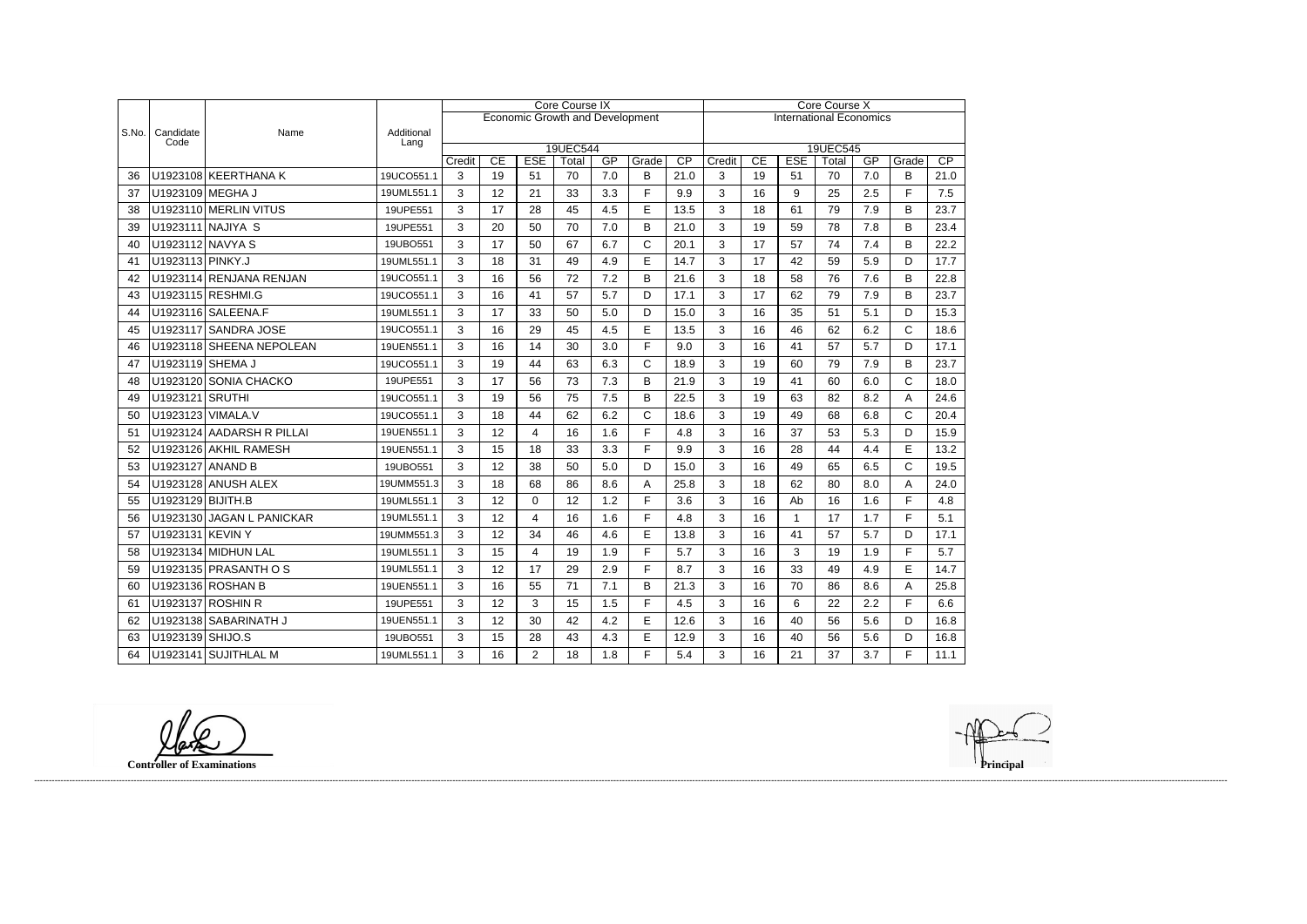| S.No. | Candidate Code | Name | Additional Lang | Core Course IX | | | | | | | Core Course X | | | | | | |
|---|---|---|---|---|---|---|---|---|---|---|---|---|---|---|---|---|---|
| | | | | Economic Growth and Development | | | | | | | International Economics | | | | | | |
| | | | | 19UEC544 | | | | | | | 19UEC545 | | | | | | |
| | | | | Credit | CE | ESE | Total | GP | Grade | CP | Credit | CE | ESE | Total | GP | Grade | CP |
| 36 | U1923108 | KEERTHANA K | 19UCO551.1 | 3 | 19 | 51 | 70 | 7.0 | B | 21.0 | 3 | 19 | 51 | 70 | 7.0 | B | 21.0 |
| 37 | U1923109 | MEGHA J | 19UML551.1 | 3 | 12 | 21 | 33 | 3.3 | F | 9.9 | 3 | 16 | 9 | 25 | 2.5 | F | 7.5 |
| 38 | U1923110 | MERLIN VITUS | 19UPE551 | 3 | 17 | 28 | 45 | 4.5 | E | 13.5 | 3 | 18 | 61 | 79 | 7.9 | B | 23.7 |
| 39 | U1923111 | NAJIYA S | 19UPE551 | 3 | 20 | 50 | 70 | 7.0 | B | 21.0 | 3 | 19 | 59 | 78 | 7.8 | B | 23.4 |
| 40 | U1923112 | NAVYA S | 19UBO551 | 3 | 17 | 50 | 67 | 6.7 | C | 20.1 | 3 | 17 | 57 | 74 | 7.4 | B | 22.2 |
| 41 | U1923113 | PINKY.J | 19UML551.1 | 3 | 18 | 31 | 49 | 4.9 | E | 14.7 | 3 | 17 | 42 | 59 | 5.9 | D | 17.7 |
| 42 | U1923114 | RENJANA RENJAN | 19UCO551.1 | 3 | 16 | 56 | 72 | 7.2 | B | 21.6 | 3 | 18 | 58 | 76 | 7.6 | B | 22.8 |
| 43 | U1923115 | RESHMI.G | 19UCO551.1 | 3 | 16 | 41 | 57 | 5.7 | D | 17.1 | 3 | 17 | 62 | 79 | 7.9 | B | 23.7 |
| 44 | U1923116 | SALEENA.F | 19UML551.1 | 3 | 17 | 33 | 50 | 5.0 | D | 15.0 | 3 | 16 | 35 | 51 | 5.1 | D | 15.3 |
| 45 | U1923117 | SANDRA JOSE | 19UCO551.1 | 3 | 16 | 29 | 45 | 4.5 | E | 13.5 | 3 | 16 | 46 | 62 | 6.2 | C | 18.6 |
| 46 | U1923118 | SHEENA NEPOLEAN | 19UEN551.1 | 3 | 16 | 14 | 30 | 3.0 | F | 9.0 | 3 | 16 | 41 | 57 | 5.7 | D | 17.1 |
| 47 | U1923119 | SHEMA J | 19UCO551.1 | 3 | 19 | 44 | 63 | 6.3 | C | 18.9 | 3 | 19 | 60 | 79 | 7.9 | B | 23.7 |
| 48 | U1923120 | SONIA CHACKO | 19UPE551 | 3 | 17 | 56 | 73 | 7.3 | B | 21.9 | 3 | 19 | 41 | 60 | 6.0 | C | 18.0 |
| 49 | U1923121 | SRUTHI | 19UCO551.1 | 3 | 19 | 56 | 75 | 7.5 | B | 22.5 | 3 | 19 | 63 | 82 | 8.2 | A | 24.6 |
| 50 | U1923123 | VIMALA.V | 19UCO551.1 | 3 | 18 | 44 | 62 | 6.2 | C | 18.6 | 3 | 19 | 49 | 68 | 6.8 | C | 20.4 |
| 51 | U1923124 | AADARSH R PILLAI | 19UEN551.1 | 3 | 12 | 4 | 16 | 1.6 | F | 4.8 | 3 | 16 | 37 | 53 | 5.3 | D | 15.9 |
| 52 | U1923126 | AKHIL RAMESH | 19UEN551.1 | 3 | 15 | 18 | 33 | 3.3 | F | 9.9 | 3 | 16 | 28 | 44 | 4.4 | E | 13.2 |
| 53 | U1923127 | ANAND B | 19UBO551 | 3 | 12 | 38 | 50 | 5.0 | D | 15.0 | 3 | 16 | 49 | 65 | 6.5 | C | 19.5 |
| 54 | U1923128 | ANUSH ALEX | 19UMM551.3 | 3 | 18 | 68 | 86 | 8.6 | A | 25.8 | 3 | 18 | 62 | 80 | 8.0 | A | 24.0 |
| 55 | U1923129 | BIJITH.B | 19UML551.1 | 3 | 12 | 0 | 12 | 1.2 | F | 3.6 | 3 | 16 | Ab | 16 | 1.6 | F | 4.8 |
| 56 | U1923130 | JAGAN L PANICKAR | 19UML551.1 | 3 | 12 | 4 | 16 | 1.6 | F | 4.8 | 3 | 16 | 1 | 17 | 1.7 | F | 5.1 |
| 57 | U1923131 | KEVIN Y | 19UMM551.3 | 3 | 12 | 34 | 46 | 4.6 | E | 13.8 | 3 | 16 | 41 | 57 | 5.7 | D | 17.1 |
| 58 | U1923134 | MIDHUN LAL | 19UML551.1 | 3 | 15 | 4 | 19 | 1.9 | F | 5.7 | 3 | 16 | 3 | 19 | 1.9 | F | 5.7 |
| 59 | U1923135 | PRASANTH O S | 19UML551.1 | 3 | 12 | 17 | 29 | 2.9 | F | 8.7 | 3 | 16 | 33 | 49 | 4.9 | E | 14.7 |
| 60 | U1923136 | ROSHAN B | 19UEN551.1 | 3 | 16 | 55 | 71 | 7.1 | B | 21.3 | 3 | 16 | 70 | 86 | 8.6 | A | 25.8 |
| 61 | U1923137 | ROSHIN R | 19UPE551 | 3 | 12 | 3 | 15 | 1.5 | F | 4.5 | 3 | 16 | 6 | 22 | 2.2 | F | 6.6 |
| 62 | U1923138 | SABARINATH J | 19UEN551.1 | 3 | 12 | 30 | 42 | 4.2 | E | 12.6 | 3 | 16 | 40 | 56 | 5.6 | D | 16.8 |
| 63 | U1923139 | SHIJO.S | 19UBO551 | 3 | 15 | 28 | 43 | 4.3 | E | 12.9 | 3 | 16 | 40 | 56 | 5.6 | D | 16.8 |
| 64 | U1923141 | SUJITHLAL M | 19UML551.1 | 3 | 16 | 2 | 18 | 1.8 | F | 5.4 | 3 | 16 | 21 | 37 | 3.7 | F | 11.1 |

**Controller of Examinations**

**Principal**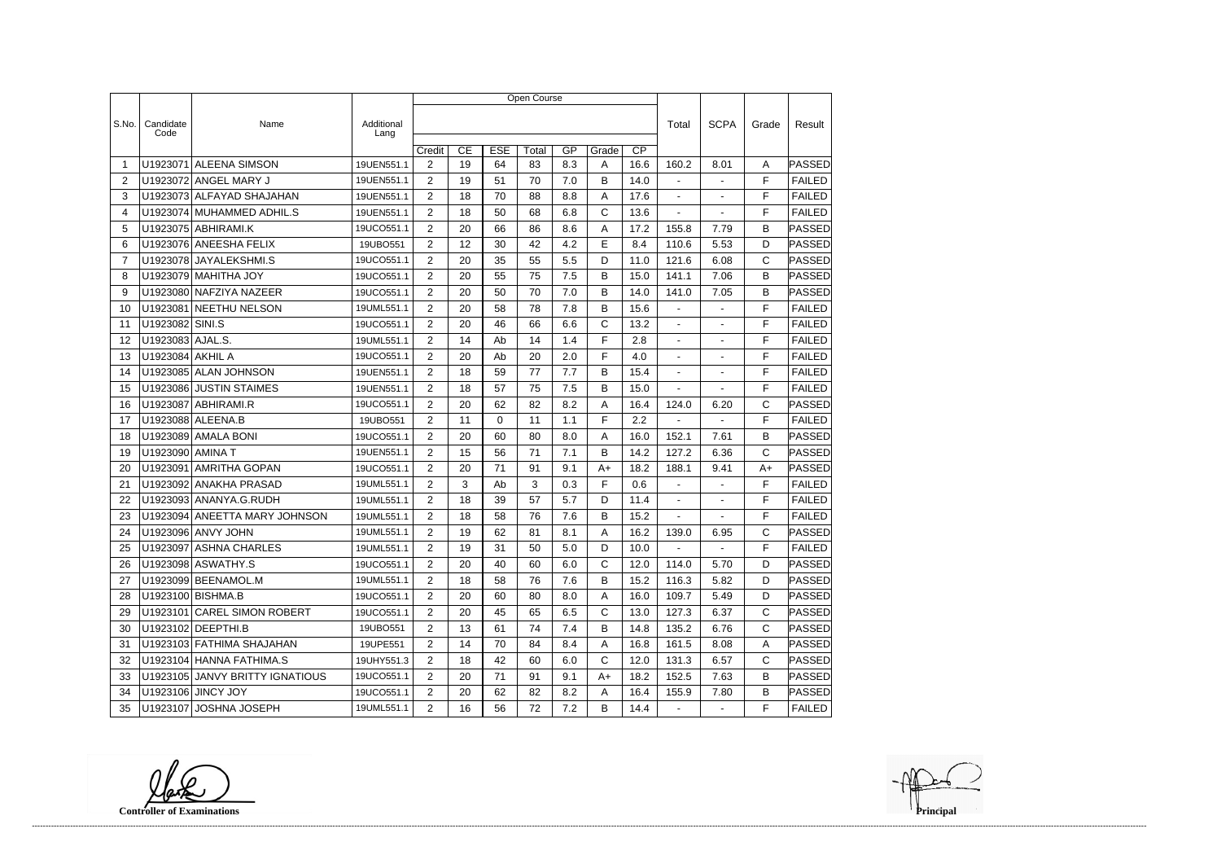| S.No. | Candidate Code | Name | Additional Lang | Open Course | | | | | | | Total | SCPA | Grade | Result |
|---|---|---|---|---|---|---|---|---|---|---|---|---|---|---|
| | | | | Credit | CE | ESE | Total | GP | Grade | CP | | | | |
| 1 | U1923071 | ALEENA SIMSON | 19UEN551.1 | 2 | 19 | 64 | 83 | 8.3 | A | 16.6 | 160.2 | 8.01 | A | PASSED |
| 2 | U1923072 | ANGEL MARY J | 19UEN551.1 | 2 | 19 | 51 | 70 | 7.0 | B | 14.0 | - | - | F | FAILED |
| 3 | U1923073 | ALFAYAD SHAJAHAN | 19UEN551.1 | 2 | 18 | 70 | 88 | 8.8 | A | 17.6 | - | - | F | FAILED |
| 4 | U1923074 | MUHAMMED ADHIL.S | 19UEN551.1 | 2 | 18 | 50 | 68 | 6.8 | C | 13.6 | - | - | F | FAILED |
| 5 | U1923075 | ABHIRAMI.K | 19UCO551.1 | 2 | 20 | 66 | 86 | 8.6 | A | 17.2 | 155.8 | 7.79 | B | PASSED |
| 6 | U1923076 | ANEESHA FELIX | 19UBO551 | 2 | 12 | 30 | 42 | 4.2 | E | 8.4 | 110.6 | 5.53 | D | PASSED |
| 7 | U1923078 | JAYALEKSHMI.S | 19UCO551.1 | 2 | 20 | 35 | 55 | 5.5 | D | 11.0 | 121.6 | 6.08 | C | PASSED |
| 8 | U1923079 | MAHITHA JOY | 19UCO551.1 | 2 | 20 | 55 | 75 | 7.5 | B | 15.0 | 141.1 | 7.06 | B | PASSED |
| 9 | U1923080 | NAFZIYA NAZEER | 19UCO551.1 | 2 | 20 | 50 | 70 | 7.0 | B | 14.0 | 141.0 | 7.05 | B | PASSED |
| 10 | U1923081 | NEETHU NELSON | 19UML551.1 | 2 | 20 | 58 | 78 | 7.8 | B | 15.6 | - | - | F | FAILED |
| 11 | U1923082 | SINI.S | 19UCO551.1 | 2 | 20 | 46 | 66 | 6.6 | C | 13.2 | - | - | F | FAILED |
| 12 | U1923083 | AJAL.S. | 19UML551.1 | 2 | 14 | Ab | 14 | 1.4 | F | 2.8 | - | - | F | FAILED |
| 13 | U1923084 | AKHIL A | 19UCO551.1 | 2 | 20 | Ab | 20 | 2.0 | F | 4.0 | - | - | F | FAILED |
| 14 | U1923085 | ALAN JOHNSON | 19UEN551.1 | 2 | 18 | 59 | 77 | 7.7 | B | 15.4 | - | - | F | FAILED |
| 15 | U1923086 | JUSTIN STAIMES | 19UEN551.1 | 2 | 18 | 57 | 75 | 7.5 | B | 15.0 | - | - | F | FAILED |
| 16 | U1923087 | ABHIRAMI.R | 19UCO551.1 | 2 | 20 | 62 | 82 | 8.2 | A | 16.4 | 124.0 | 6.20 | C | PASSED |
| 17 | U1923088 | ALEENA.B | 19UBO551 | 2 | 11 | 0 | 11 | 1.1 | F | 2.2 | - | - | F | FAILED |
| 18 | U1923089 | AMALA BONI | 19UCO551.1 | 2 | 20 | 60 | 80 | 8.0 | A | 16.0 | 152.1 | 7.61 | B | PASSED |
| 19 | U1923090 | AMINA T | 19UEN551.1 | 2 | 15 | 56 | 71 | 7.1 | B | 14.2 | 127.2 | 6.36 | C | PASSED |
| 20 | U1923091 | AMRITHA GOPAN | 19UCO551.1 | 2 | 20 | 71 | 91 | 9.1 | A+ | 18.2 | 188.1 | 9.41 | A+ | PASSED |
| 21 | U1923092 | ANAKHA PRASAD | 19UML551.1 | 2 | 3 | Ab | 3 | 0.3 | F | 0.6 | - | - | F | FAILED |
| 22 | U1923093 | ANANYA.G.RUDH | 19UML551.1 | 2 | 18 | 39 | 57 | 5.7 | D | 11.4 | - | - | F | FAILED |
| 23 | U1923094 | ANEETTA MARY JOHNSON | 19UML551.1 | 2 | 18 | 58 | 76 | 7.6 | B | 15.2 | - | - | F | FAILED |
| 24 | U1923096 | ANVY JOHN | 19UML551.1 | 2 | 19 | 62 | 81 | 8.1 | A | 16.2 | 139.0 | 6.95 | C | PASSED |
| 25 | U1923097 | ASHNA CHARLES | 19UML551.1 | 2 | 19 | 31 | 50 | 5.0 | D | 10.0 | - | - | F | FAILED |
| 26 | U1923098 | ASWATHY.S | 19UCO551.1 | 2 | 20 | 40 | 60 | 6.0 | C | 12.0 | 114.0 | 5.70 | D | PASSED |
| 27 | U1923099 | BEENAMOL.M | 19UML551.1 | 2 | 18 | 58 | 76 | 7.6 | B | 15.2 | 116.3 | 5.82 | D | PASSED |
| 28 | U1923100 | BISHMA.B | 19UCO551.1 | 2 | 20 | 60 | 80 | 8.0 | A | 16.0 | 109.7 | 5.49 | D | PASSED |
| 29 | U1923101 | CAREL SIMON ROBERT | 19UCO551.1 | 2 | 20 | 45 | 65 | 6.5 | C | 13.0 | 127.3 | 6.37 | C | PASSED |
| 30 | U1923102 | DEEPTHI.B | 19UBO551 | 2 | 13 | 61 | 74 | 7.4 | B | 14.8 | 135.2 | 6.76 | C | PASSED |
| 31 | U1923103 | FATHIMA SHAJAHAN | 19UPE551 | 2 | 14 | 70 | 84 | 8.4 | A | 16.8 | 161.5 | 8.08 | A | PASSED |
| 32 | U1923104 | HANNA FATHIMA.S | 19UHY551.3 | 2 | 18 | 42 | 60 | 6.0 | C | 12.0 | 131.3 | 6.57 | C | PASSED |
| 33 | U1923105 | JANVY BRITTY IGNATIOUS | 19UCO551.1 | 2 | 20 | 71 | 91 | 9.1 | A+ | 18.2 | 152.5 | 7.63 | B | PASSED |
| 34 | U1923106 | JINCY JOY | 19UCO551.1 | 2 | 20 | 62 | 82 | 8.2 | A | 16.4 | 155.9 | 7.80 | B | PASSED |
| 35 | U1923107 | JOSHNA JOSEPH | 19UML551.1 | 2 | 16 | 56 | 72 | 7.2 | B | 14.4 | - | - | F | FAILED |

**Controller of Examinations** **Principal**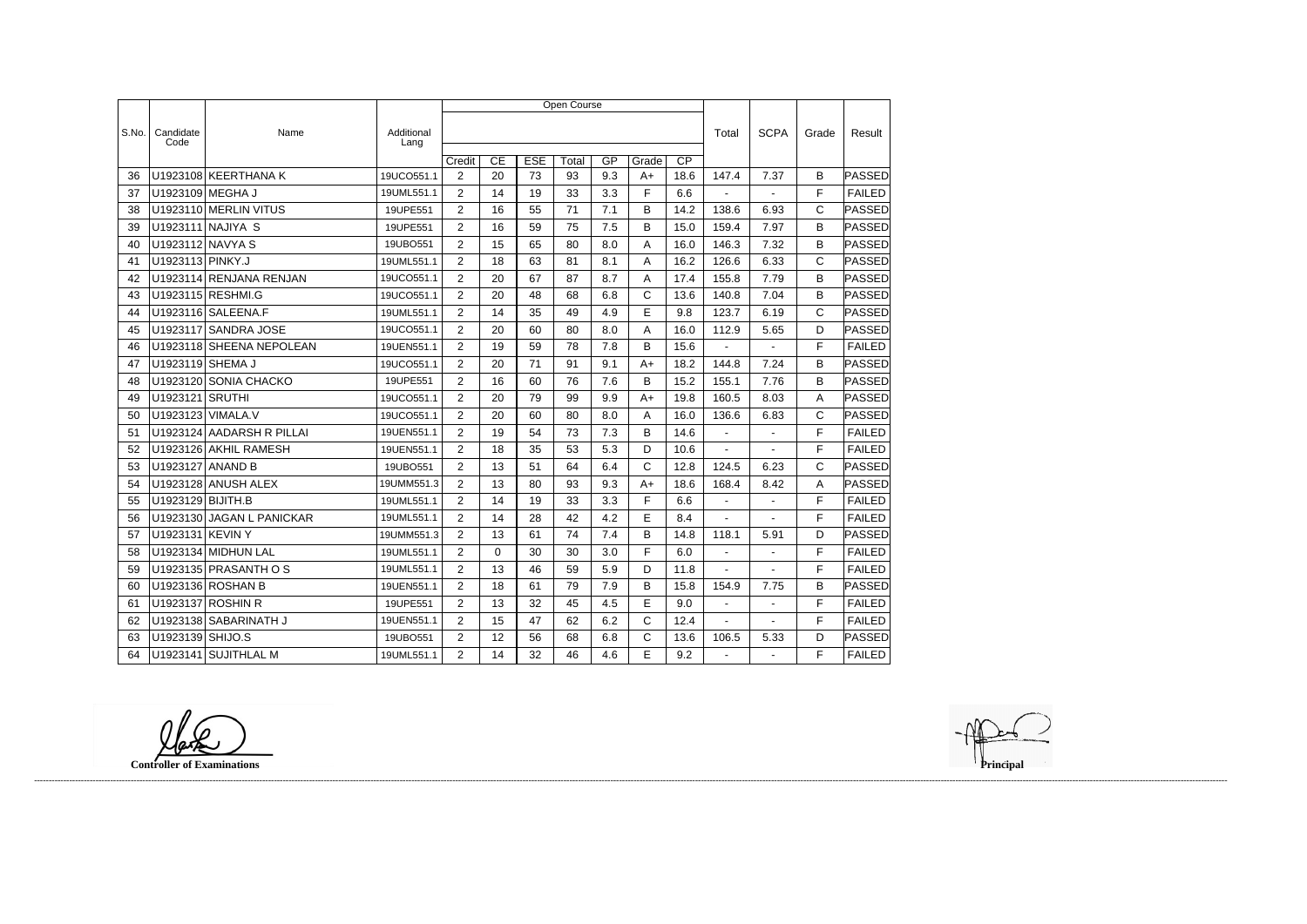| S.No. | Candidate Code | Name | Additional Lang | Open Course | | | | | | | | Total | SCPA | Grade | Result |
|---|---|---|---|---|---|---|---|---|---|---|---|---|---|---|---|
| | | | | Credit | CE | ESE | Total | GP | Grade | CP | | | | | |
| 36 | U1923108 | KEERTHANA K | 19UCO551.1 | 2 | 20 | 73 | 93 | 9.3 | A+ | 18.6 | 147.4 | 7.37 | B | PASSED |
| 37 | U1923109 | MEGHA J | 19UML551.1 | 2 | 14 | 19 | 33 | 3.3 | F | 6.6 | - | - | F | FAILED |
| 38 | U1923110 | MERLIN VITUS | 19UPE551 | 2 | 16 | 55 | 71 | 7.1 | B | 14.2 | 138.6 | 6.93 | C | PASSED |
| 39 | U1923111 | NAJIYA S | 19UPE551 | 2 | 16 | 59 | 75 | 7.5 | B | 15.0 | 159.4 | 7.97 | B | PASSED |
| 40 | U1923112 | NAVYA S | 19UBO551 | 2 | 15 | 65 | 80 | 8.0 | A | 16.0 | 146.3 | 7.32 | B | PASSED |
| 41 | U1923113 | PINKY.J | 19UML551.1 | 2 | 18 | 63 | 81 | 8.1 | A | 16.2 | 126.6 | 6.33 | C | PASSED |
| 42 | U1923114 | RENJANA RENJAN | 19UCO551.1 | 2 | 20 | 67 | 87 | 8.7 | A | 17.4 | 155.8 | 7.79 | B | PASSED |
| 43 | U1923115 | RESHMI.G | 19UCO551.1 | 2 | 20 | 48 | 68 | 6.8 | C | 13.6 | 140.8 | 7.04 | B | PASSED |
| 44 | U1923116 | SALEENA.F | 19UML551.1 | 2 | 14 | 35 | 49 | 4.9 | E | 9.8 | 123.7 | 6.19 | C | PASSED |
| 45 | U1923117 | SANDRA JOSE | 19UCO551.1 | 2 | 20 | 60 | 80 | 8.0 | A | 16.0 | 112.9 | 5.65 | D | PASSED |
| 46 | U1923118 | SHEENA NEPOLEAN | 19UEN551.1 | 2 | 19 | 59 | 78 | 7.8 | B | 15.6 | - | - | F | FAILED |
| 47 | U1923119 | SHEMA J | 19UCO551.1 | 2 | 20 | 71 | 91 | 9.1 | A+ | 18.2 | 144.8 | 7.24 | B | PASSED |
| 48 | U1923120 | SONIA CHACKO | 19UPE551 | 2 | 16 | 60 | 76 | 7.6 | B | 15.2 | 155.1 | 7.76 | B | PASSED |
| 49 | U1923121 | SRUTHI | 19UCO551.1 | 2 | 20 | 79 | 99 | 9.9 | A+ | 19.8 | 160.5 | 8.03 | A | PASSED |
| 50 | U1923123 | VIMALA.V | 19UCO551.1 | 2 | 20 | 60 | 80 | 8.0 | A | 16.0 | 136.6 | 6.83 | C | PASSED |
| 51 | U1923124 | AADARSH R PILLAI | 19UEN551.1 | 2 | 19 | 54 | 73 | 7.3 | B | 14.6 | - | - | F | FAILED |
| 52 | U1923126 | AKHIL RAMESH | 19UEN551.1 | 2 | 18 | 35 | 53 | 5.3 | D | 10.6 | - | - | F | FAILED |
| 53 | U1923127 | ANAND B | 19UBO551 | 2 | 13 | 51 | 64 | 6.4 | C | 12.8 | 124.5 | 6.23 | C | PASSED |
| 54 | U1923128 | ANUSH ALEX | 19UMM551.3 | 2 | 13 | 80 | 93 | 9.3 | A+ | 18.6 | 168.4 | 8.42 | A | PASSED |
| 55 | U1923129 | BIJITH.B | 19UML551.1 | 2 | 14 | 19 | 33 | 3.3 | F | 6.6 | - | - | F | FAILED |
| 56 | U1923130 | JAGAN L PANICKAR | 19UML551.1 | 2 | 14 | 28 | 42 | 4.2 | E | 8.4 | - | - | F | FAILED |
| 57 | U1923131 | KEVIN Y | 19UMM551.3 | 2 | 13 | 61 | 74 | 7.4 | B | 14.8 | 118.1 | 5.91 | D | PASSED |
| 58 | U1923134 | MIDHUN LAL | 19UML551.1 | 2 | 0 | 30 | 30 | 3.0 | F | 6.0 | - | - | F | FAILED |
| 59 | U1923135 | PRASANTH O S | 19UML551.1 | 2 | 13 | 46 | 59 | 5.9 | D | 11.8 | - | - | F | FAILED |
| 60 | U1923136 | ROSHAN B | 19UEN551.1 | 2 | 18 | 61 | 79 | 7.9 | B | 15.8 | 154.9 | 7.75 | B | PASSED |
| 61 | U1923137 | ROSHIN R | 19UPE551 | 2 | 13 | 32 | 45 | 4.5 | E | 9.0 | - | - | F | FAILED |
| 62 | U1923138 | SABARINATH J | 19UEN551.1 | 2 | 15 | 47 | 62 | 6.2 | C | 12.4 | - | - | F | FAILED |
| 63 | U1923139 | SHIJO.S | 19UBO551 | 2 | 12 | 56 | 68 | 6.8 | C | 13.6 | 106.5 | 5.33 | D | PASSED |
| 64 | U1923141 | SUJITHLAL M | 19UML551.1 | 2 | 14 | 32 | 46 | 4.6 | E | 9.2 | - | - | F | FAILED |

**Controller of Examinations**

**Principal**